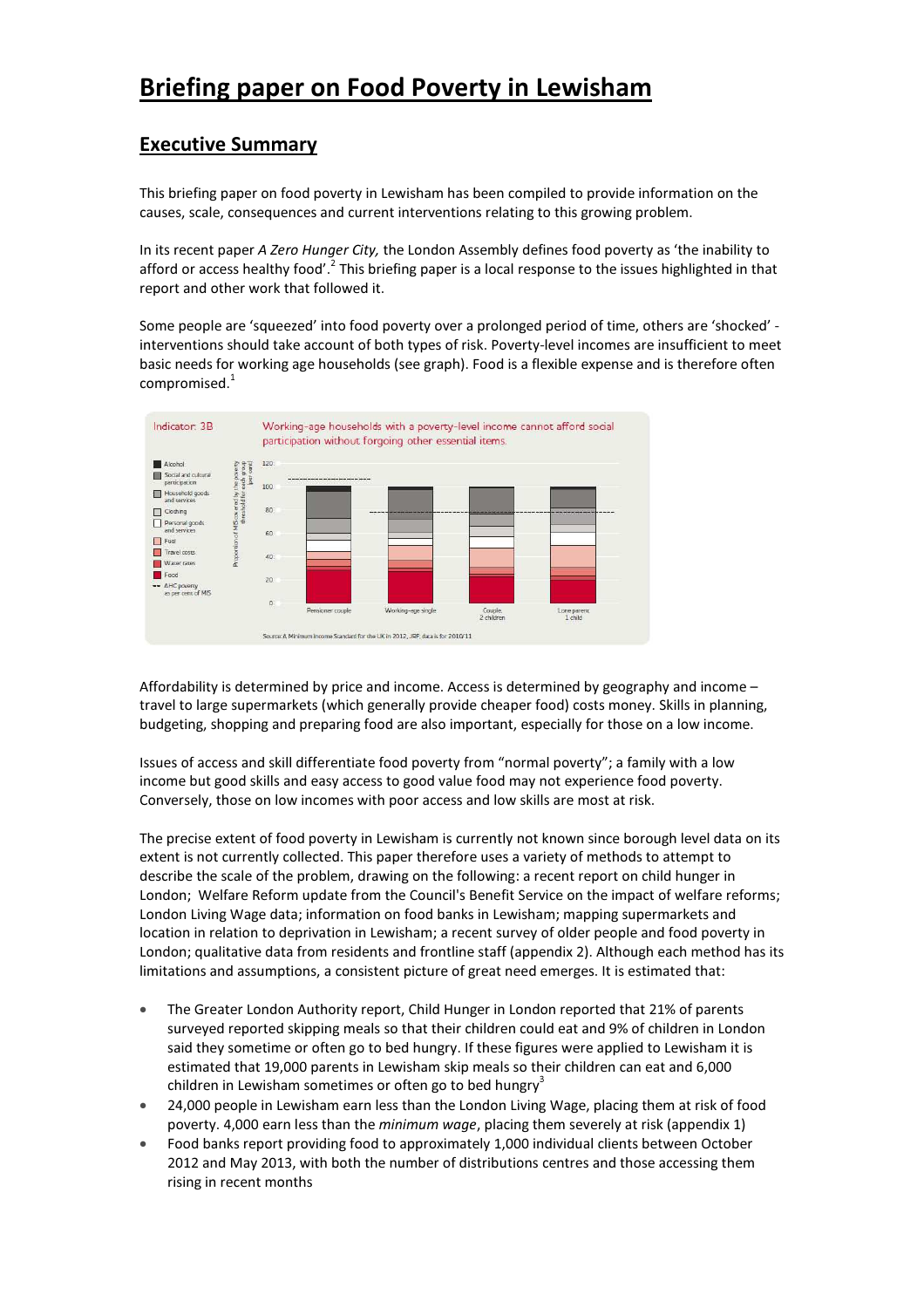# Briefing paper on Food Poverty in Lewisham

## Executive Summary

This briefing paper on food poverty in Lewisham has been compiled to provide information on the causes, scale, consequences and current interventions relating to this growing problem.

In its recent paper *A Zero Hunger City,* the London Assembly defines food poverty as 'the inability to afford or access healthy food'.[2] This briefing paper is a local response to the issues highlighted in that report and other work that followed it.

Some people are 'squeezed' into food poverty over a prolonged period of time, others are 'shocked' - interventions should take account of both types of risk. Poverty-level incomes are insufficient to meet basic needs for working age households (see graph). Food is a flexible expense and is therefore often compromised.[1]

Affordability is determined by price and income. Access is determined by geography and income – travel to large supermarkets (which generally provide cheaper food) costs money. Skills in planning, budgeting, shopping and preparing food are also important, especially for those on a low income.

Issues of access and skill differentiate food poverty from "normal poverty"; a family with a low income but good skills and easy access to good value food may not experience food poverty. Conversely, those on low incomes with poor access and low skills are most at risk.

The precise extent of food poverty in Lewisham is currently not known since borough level data on its extent is not currently collected. This paper therefore uses a variety of methods to attempt to describe the scale of the problem, drawing on the following: a recent report on child hunger in London; Welfare Reform update from the Council's Benefit Service on the impact of welfare reforms; London Living Wage data; information on food banks in Lewisham; mapping supermarkets and location in relation to deprivation in Lewisham; a recent survey of older people and food poverty in London; qualitative data from residents and frontline staff (appendix 2). Although each method has its limitations and assumptions, a consistent picture of great need emerges. It is estimated that:

- The Greater London Authority report, Child Hunger in London reported that 21% of parents surveyed reported skipping meals so that their children could eat and 9% of children in London said they sometime or often go to bed hungry. If these figures were applied to Lewisham it is estimated that 19,000 parents in Lewisham skip meals so their children can eat and 6,000 children in Lewisham sometimes or often go to bed hungry[3]
- 24,000 people in Lewisham earn less than the London Living Wage, placing them at risk of food poverty. 4,000 earn less than the *minimum wage*, placing them severely at risk (appendix 1)
- Food banks report providing food to approximately 1,000 individual clients between October 2012 and May 2013, with both the number of distributions centres and those accessing them rising in recent months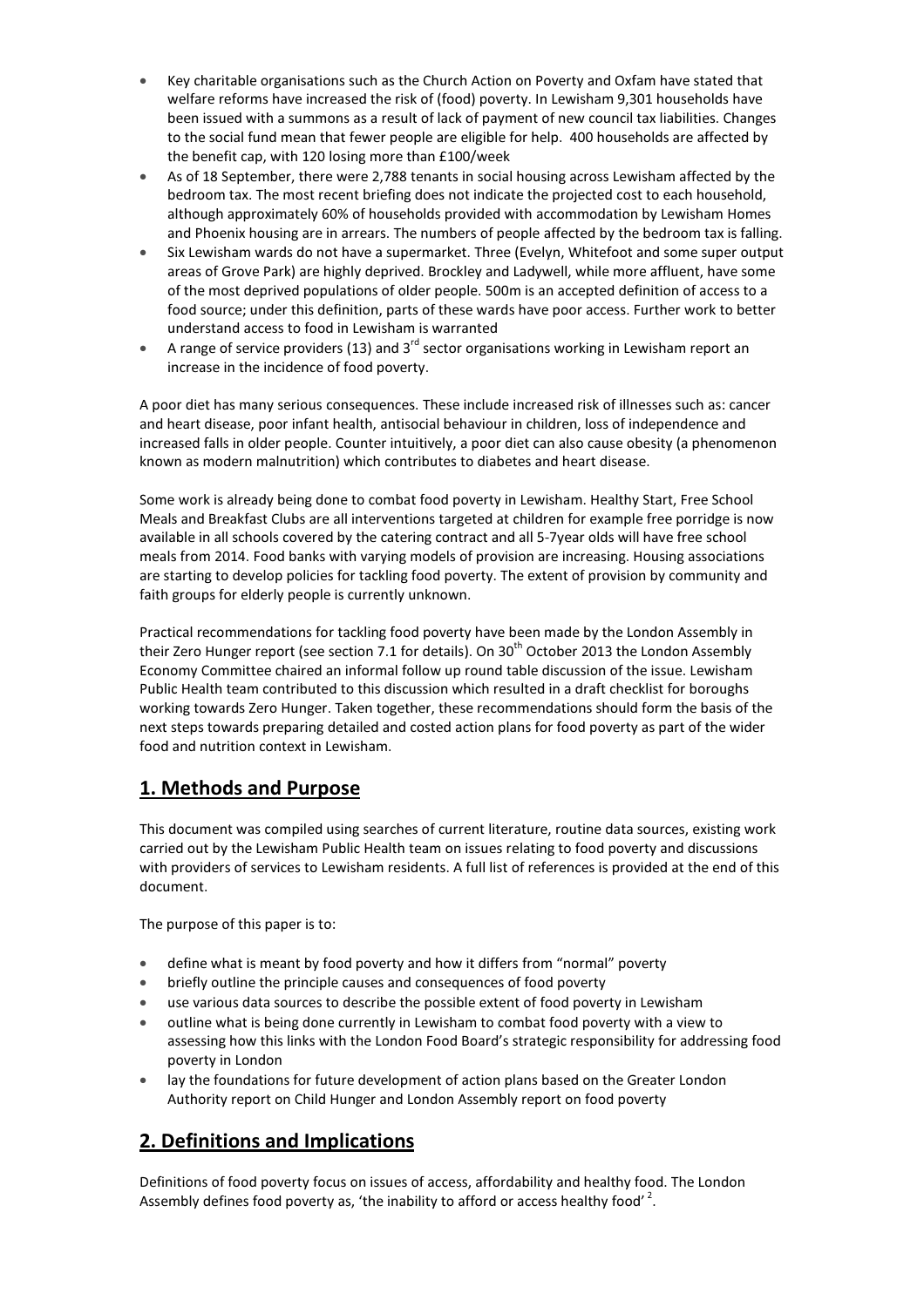- Key charitable organisations such as the Church Action on Poverty and Oxfam have stated that welfare reforms have increased the risk of (food) poverty. In Lewisham 9,301 households have been issued with a summons as a result of lack of payment of new council tax liabilities. Changes to the social fund mean that fewer people are eligible for help. 400 households are affected by the benefit cap, with 120 losing more than £100/week
- As of 18 September, there were 2,788 tenants in social housing across Lewisham affected by the bedroom tax. The most recent briefing does not indicate the projected cost to each household, although approximately 60% of households provided with accommodation by Lewisham Homes and Phoenix housing are in arrears. The numbers of people affected by the bedroom tax is falling.
- Six Lewisham wards do not have a supermarket. Three (Evelyn, Whitefoot and some super output areas of Grove Park) are highly deprived. Brockley and Ladywell, while more affluent, have some of the most deprived populations of older people. 500m is an accepted definition of access to a food source; under this definition, parts of these wards have poor access. Further work to better understand access to food in Lewisham is warranted
- A range of service providers (13) and 3rd sector organisations working in Lewisham report an increase in the incidence of food poverty.

A poor diet has many serious consequences. These include increased risk of illnesses such as: cancer and heart disease, poor infant health, antisocial behaviour in children, loss of independence and increased falls in older people. Counter intuitively, a poor diet can also cause obesity (a phenomenon known as modern malnutrition) which contributes to diabetes and heart disease.

Some work is already being done to combat food poverty in Lewisham. Healthy Start, Free School Meals and Breakfast Clubs are all interventions targeted at children for example free porridge is now available in all schools covered by the catering contract and all 5-7year olds will have free school meals from 2014. Food banks with varying models of provision are increasing. Housing associations are starting to develop policies for tackling food poverty. The extent of provision by community and faith groups for elderly people is currently unknown.

Practical recommendations for tackling food poverty have been made by the London Assembly in their Zero Hunger report (see section 7.1 for details). On 30th October 2013 the London Assembly Economy Committee chaired an informal follow up round table discussion of the issue. Lewisham Public Health team contributed to this discussion which resulted in a draft checklist for boroughs working towards Zero Hunger. Taken together, these recommendations should form the basis of the next steps towards preparing detailed and costed action plans for food poverty as part of the wider food and nutrition context in Lewisham.

## 1. Methods and Purpose

This document was compiled using searches of current literature, routine data sources, existing work carried out by the Lewisham Public Health team on issues relating to food poverty and discussions with providers of services to Lewisham residents. A full list of references is provided at the end of this document.

The purpose of this paper is to:

- define what is meant by food poverty and how it differs from "normal" poverty
- briefly outline the principle causes and consequences of food poverty
- use various data sources to describe the possible extent of food poverty in Lewisham
- outline what is being done currently in Lewisham to combat food poverty with a view to assessing how this links with the London Food Board's strategic responsibility for addressing food poverty in London
- lay the foundations for future development of action plans based on the Greater London Authority report on Child Hunger and London Assembly report on food poverty

## 2. Definitions and Implications

Definitions of food poverty focus on issues of access, affordability and healthy food. The London Assembly defines food poverty as, 'the inability to afford or access healthy food' [2].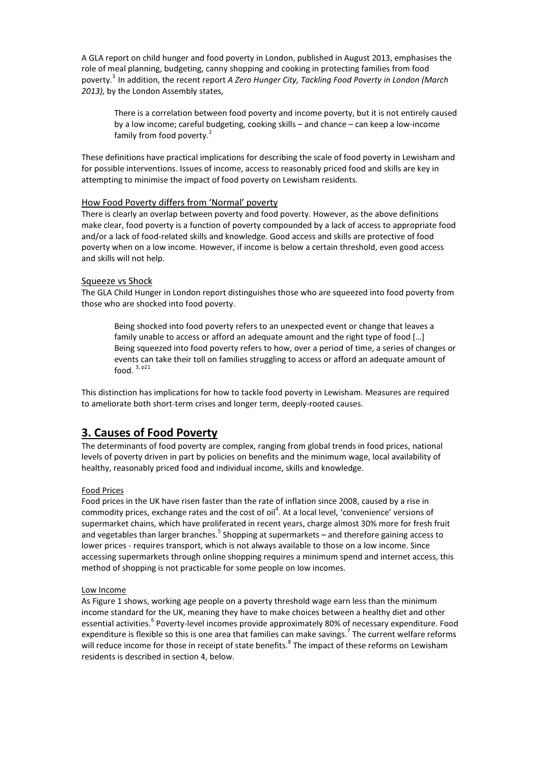A GLA report on child hunger and food poverty in London, published in August 2013, emphasises the role of meal planning, budgeting, canny shopping and cooking in protecting families from food poverty.[3] In addition, the recent report *A Zero Hunger City, Tackling Food Poverty in London (March 2013),* by the London Assembly states,

> There is a correlation between food poverty and income poverty, but it is not entirely caused by a low income; careful budgeting, cooking skills – and chance – can keep a low-income family from food poverty.[2]

These definitions have practical implications for describing the scale of food poverty in Lewisham and for possible interventions. Issues of income, access to reasonably priced food and skills are key in attempting to minimise the impact of food poverty on Lewisham residents.

### How Food Poverty differs from 'Normal' poverty

There is clearly an overlap between poverty and food poverty. However, as the above definitions make clear, food poverty is a function of poverty compounded by a lack of access to appropriate food and/or a lack of food-related skills and knowledge. Good access and skills are protective of food poverty when on a low income. However, if income is below a certain threshold, even good access and skills will not help.

### Squeeze vs Shock

The GLA Child Hunger in London report distinguishes those who are squeezed into food poverty from those who are shocked into food poverty.

> Being shocked into food poverty refers to an unexpected event or change that leaves a family unable to access or afford an adequate amount and the right type of food […] Being squeezed into food poverty refers to how, over a period of time, a series of changes or events can take their toll on families struggling to access or afford an adequate amount of food. [3, p21]

This distinction has implications for how to tackle food poverty in Lewisham. Measures are required to ameliorate both short-term crises and longer term, deeply-rooted causes.

## 3. Causes of Food Poverty

The determinants of food poverty are complex, ranging from global trends in food prices, national levels of poverty driven in part by policies on benefits and the minimum wage, local availability of healthy, reasonably priced food and individual income, skills and knowledge.

### Food Prices

Food prices in the UK have risen faster than the rate of inflation since 2008, caused by a rise in commodity prices, exchange rates and the cost of oil[4]. At a local level, 'convenience' versions of supermarket chains, which have proliferated in recent years, charge almost 30% more for fresh fruit and vegetables than larger branches.[5] Shopping at supermarkets – and therefore gaining access to lower prices - requires transport, which is not always available to those on a low income. Since accessing supermarkets through online shopping requires a minimum spend and internet access, this method of shopping is not practicable for some people on low incomes.

### Low Income

As Figure 1 shows, working age people on a poverty threshold wage earn less than the minimum income standard for the UK, meaning they have to make choices between a healthy diet and other essential activities.[6] Poverty-level incomes provide approximately 80% of necessary expenditure. Food expenditure is flexible so this is one area that families can make savings.[7] The current welfare reforms will reduce income for those in receipt of state benefits.[8] The impact of these reforms on Lewisham residents is described in section 4, below.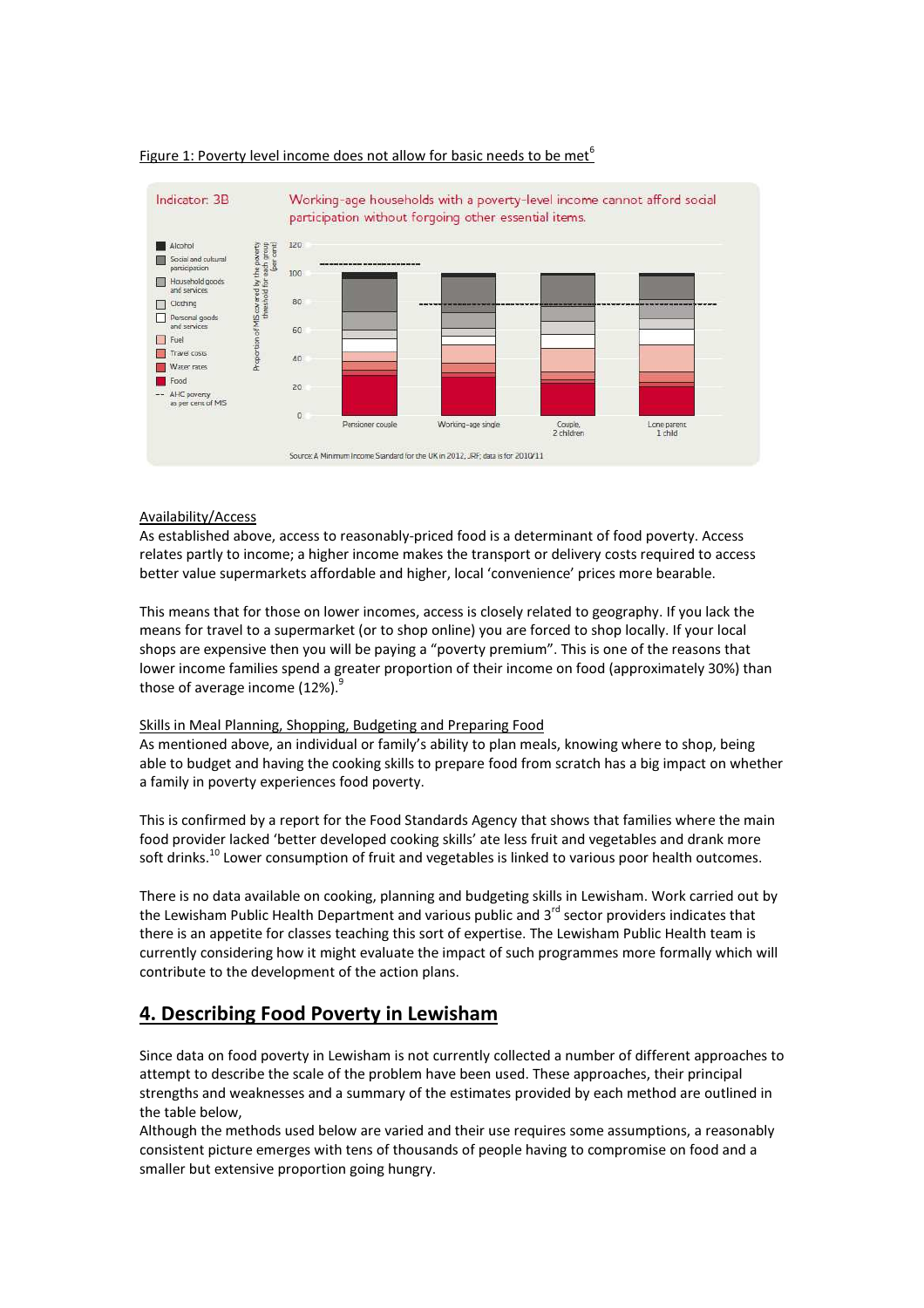Figure 1: Poverty level income does not allow for basic needs to be met[6]

Availability/Access

As established above, access to reasonably-priced food is a determinant of food poverty. Access relates partly to income; a higher income makes the transport or delivery costs required to access better value supermarkets affordable and higher, local 'convenience' prices more bearable.

This means that for those on lower incomes, access is closely related to geography. If you lack the means for travel to a supermarket (or to shop online) you are forced to shop locally. If your local shops are expensive then you will be paying a "poverty premium". This is one of the reasons that lower income families spend a greater proportion of their income on food (approximately 30%) than those of average income (12%).[9]

Skills in Meal Planning, Shopping, Budgeting and Preparing Food

As mentioned above, an individual or family's ability to plan meals, knowing where to shop, being able to budget and having the cooking skills to prepare food from scratch has a big impact on whether a family in poverty experiences food poverty.

This is confirmed by a report for the Food Standards Agency that shows that families where the main food provider lacked 'better developed cooking skills' ate less fruit and vegetables and drank more soft drinks.[10] Lower consumption of fruit and vegetables is linked to various poor health outcomes.

There is no data available on cooking, planning and budgeting skills in Lewisham. Work carried out by the Lewisham Public Health Department and various public and 3rd sector providers indicates that there is an appetite for classes teaching this sort of expertise. The Lewisham Public Health team is currently considering how it might evaluate the impact of such programmes more formally which will contribute to the development of the action plans.

## 4. Describing Food Poverty in Lewisham

Since data on food poverty in Lewisham is not currently collected a number of different approaches to attempt to describe the scale of the problem have been used. These approaches, their principal strengths and weaknesses and a summary of the estimates provided by each method are outlined in the table below,

Although the methods used below are varied and their use requires some assumptions, a reasonably consistent picture emerges with tens of thousands of people having to compromise on food and a smaller but extensive proportion going hungry.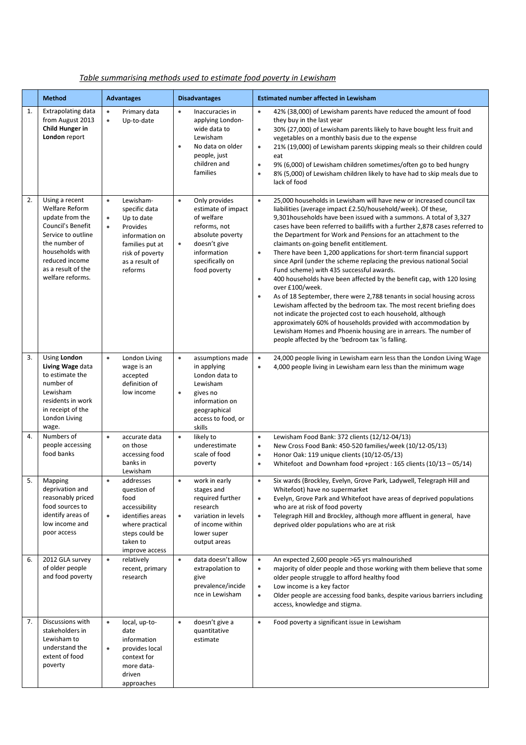*Table summarising methods used to estimate food poverty in Lewisham*

| | Method | Advantages | Disadvantages | Estimated number affected in Lewisham |
|---|---|---|---|---|
| 1. | Extrapolating data from August 2013 **Child Hunger in London** report | • Primary data<br>• Up-to-date | • Inaccuracies in applying London-wide data to Lewisham<br>• No data on older people, just children and families | • 42% (38,000) of Lewisham parents have reduced the amount of food they buy in the last year<br>• 30% (27,000) of Lewisham parents likely to have bought less fruit and vegetables on a monthly basis due to the expense<br>• 21% (19,000) of Lewisham parents skipping meals so their children could eat<br>• 9% (6,000) of Lewisham children sometimes/often go to bed hungry<br>• 8% (5,000) of Lewisham children likely to have had to skip meals due to lack of food |
| 2. | Using a recent Welfare Reform update from the Council's Benefit Service to outline the number of households with reduced income as a result of the welfare reforms. | • Lewisham-specific data<br>• Up to date<br>• Provides information on families put at risk of poverty as a result of reforms | • Only provides estimate of impact of welfare reforms, not absolute poverty<br>• doesn't give information specifically on food poverty | • 25,000 households in Lewisham will have new or increased council tax liabilities (average impact £2.50/household/week). Of these, 9,301households have been issued with a summons. A total of 3,327 cases have been referred to bailiffs with a further 2,878 cases referred to the Department for Work and Pensions for an attachment to the claimants on-going benefit entitlement.<br>• There have been 1,200 applications for short-term financial support since April (under the scheme replacing the previous national Social Fund scheme) with 435 successful awards.<br>• 400 households have been affected by the benefit cap, with 120 losing over £100/week.<br>• As of 18 September, there were 2,788 tenants in social housing across Lewisham affected by the bedroom tax. The most recent briefing does not indicate the projected cost to each household, although approximately 60% of households provided with accommodation by Lewisham Homes and Phoenix housing are in arrears. The number of people affected by the 'bedroom tax 'is falling. |
| 3. | Using **London Living Wage** data to estimate the number of Lewisham residents in work in receipt of the London Living wage. | • London Living wage is an accepted definition of low income | • assumptions made in applying London data to Lewisham<br>• gives no information on geographical access to food, or skills | • 24,000 people living in Lewisham earn less than the London Living Wage<br>• 4,000 people living in Lewisham earn less than the minimum wage |
| 4. | Numbers of people accessing food banks | • accurate data on those accessing food banks in Lewisham | • likely to underestimate scale of food poverty | • Lewisham Food Bank: 372 clients (12/12-04/13)<br>• New Cross Food Bank: 450-520 families/week (10/12-05/13)<br>• Honor Oak: 119 unique clients (10/12-05/13)<br>• Whitefoot and Downham food +project : 165 clients (10/13 – 05/14) |
| 5. | Mapping deprivation and reasonably priced food sources to identify areas of low income and poor access | • addresses question of food accessibility<br>• identifies areas where practical steps could be taken to improve access | • work in early stages and required further research<br>• variation in levels of income within lower super output areas | • Six wards (Brockley, Evelyn, Grove Park, Ladywell, Telegraph Hill and Whitefoot) have no supermarket<br>• Evelyn, Grove Park and Whitefoot have areas of deprived populations who are at risk of food poverty<br>• Telegraph Hill and Brockley, although more affluent in general, have deprived older populations who are at risk |
| 6. | 2012 GLA survey of older people and food poverty | • relatively recent, primary research | • data doesn't allow extrapolation to give prevalence/incidence in Lewisham | • An expected 2,600 people >65 yrs malnourished<br>• majority of older people and those working with them believe that some older people struggle to afford healthy food<br>• Low income is a key factor<br>• Older people are accessing food banks, despite various barriers including access, knowledge and stigma. |
| 7. | Discussions with stakeholders in Lewisham to understand the extent of food poverty | • local, up-to-date information<br>• provides local context for more data-driven approaches | • doesn't give a quantitative estimate | • Food poverty a significant issue in Lewisham |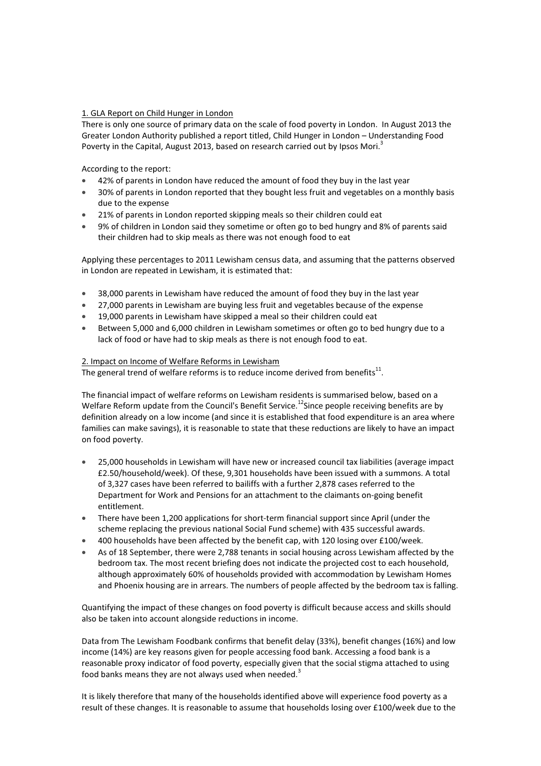<u>1. GLA Report on Child Hunger in London</u>

There is only one source of primary data on the scale of food poverty in London. In August 2013 the Greater London Authority published a report titled, Child Hunger in London – Understanding Food Poverty in the Capital, August 2013, based on research carried out by Ipsos Mori.[3]

According to the report:

- 42% of parents in London have reduced the amount of food they buy in the last year
- 30% of parents in London reported that they bought less fruit and vegetables on a monthly basis due to the expense
- 21% of parents in London reported skipping meals so their children could eat
- 9% of children in London said they sometime or often go to bed hungry and 8% of parents said their children had to skip meals as there was not enough food to eat

Applying these percentages to 2011 Lewisham census data, and assuming that the patterns observed in London are repeated in Lewisham, it is estimated that:

- 38,000 parents in Lewisham have reduced the amount of food they buy in the last year
- 27,000 parents in Lewisham are buying less fruit and vegetables because of the expense
- 19,000 parents in Lewisham have skipped a meal so their children could eat
- Between 5,000 and 6,000 children in Lewisham sometimes or often go to bed hungry due to a lack of food or have had to skip meals as there is not enough food to eat.

<u>2. Impact on Income of Welfare Reforms in Lewisham</u>

The general trend of welfare reforms is to reduce income derived from benefits[11].

The financial impact of welfare reforms on Lewisham residents is summarised below, based on a Welfare Reform update from the Council's Benefit Service.[12]Since people receiving benefits are by definition already on a low income (and since it is established that food expenditure is an area where families can make savings), it is reasonable to state that these reductions are likely to have an impact on food poverty.

- 25,000 households in Lewisham will have new or increased council tax liabilities (average impact £2.50/household/week). Of these, 9,301 households have been issued with a summons. A total of 3,327 cases have been referred to bailiffs with a further 2,878 cases referred to the Department for Work and Pensions for an attachment to the claimants on-going benefit entitlement.
- There have been 1,200 applications for short-term financial support since April (under the scheme replacing the previous national Social Fund scheme) with 435 successful awards.
- 400 households have been affected by the benefit cap, with 120 losing over £100/week.
- As of 18 September, there were 2,788 tenants in social housing across Lewisham affected by the bedroom tax. The most recent briefing does not indicate the projected cost to each household, although approximately 60% of households provided with accommodation by Lewisham Homes and Phoenix housing are in arrears. The numbers of people affected by the bedroom tax is falling.

Quantifying the impact of these changes on food poverty is difficult because access and skills should also be taken into account alongside reductions in income.

Data from The Lewisham Foodbank confirms that benefit delay (33%), benefit changes (16%) and low income (14%) are key reasons given for people accessing food bank. Accessing a food bank is a reasonable proxy indicator of food poverty, especially given that the social stigma attached to using food banks means they are not always used when needed.[3]

It is likely therefore that many of the households identified above will experience food poverty as a result of these changes. It is reasonable to assume that households losing over £100/week due to the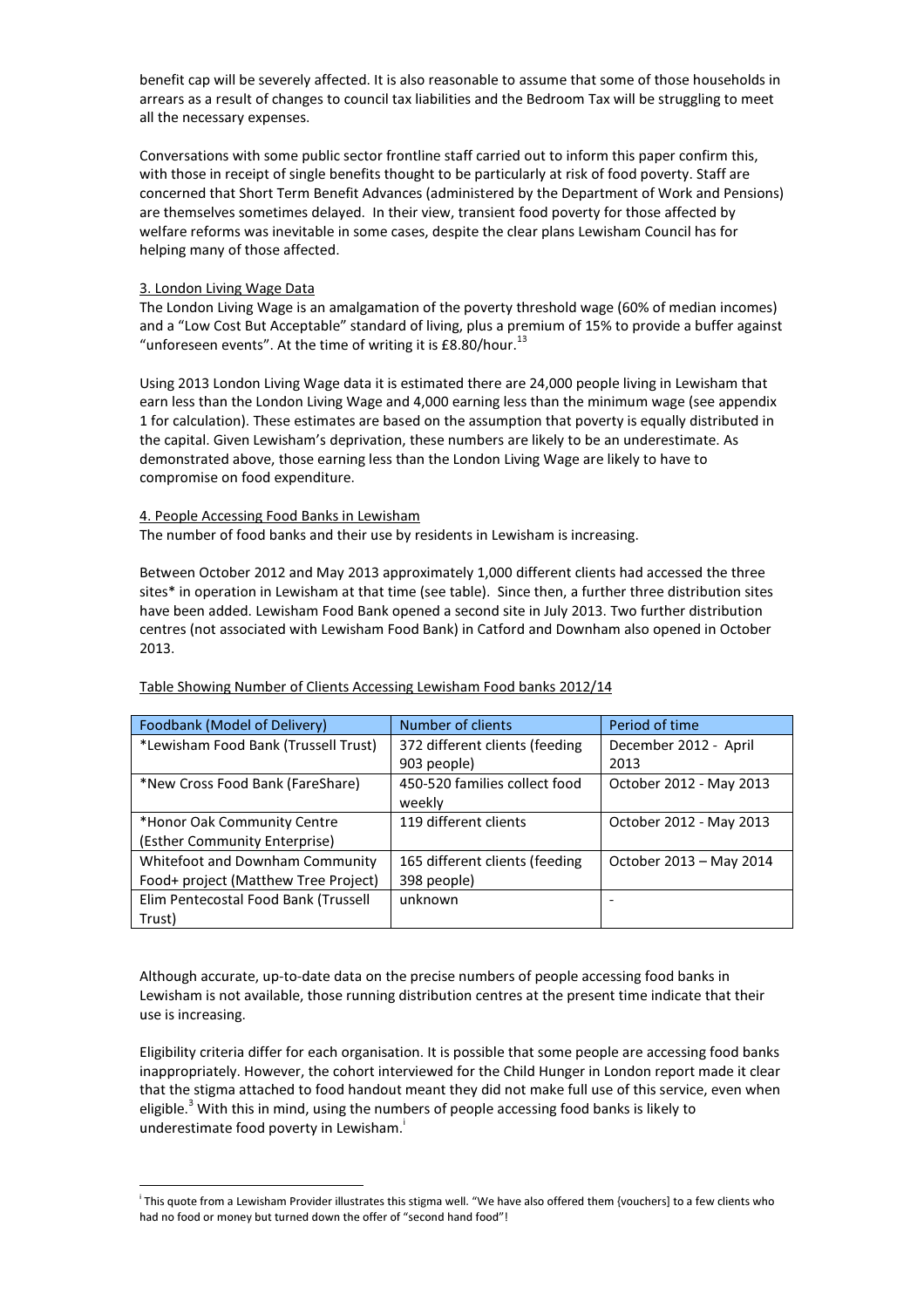benefit cap will be severely affected. It is also reasonable to assume that some of those households in arrears as a result of changes to council tax liabilities and the Bedroom Tax will be struggling to meet all the necessary expenses.

Conversations with some public sector frontline staff carried out to inform this paper confirm this, with those in receipt of single benefits thought to be particularly at risk of food poverty. Staff are concerned that Short Term Benefit Advances (administered by the Department of Work and Pensions) are themselves sometimes delayed. In their view, transient food poverty for those affected by welfare reforms was inevitable in some cases, despite the clear plans Lewisham Council has for helping many of those affected.

3. London Living Wage Data

The London Living Wage is an amalgamation of the poverty threshold wage (60% of median incomes) and a "Low Cost But Acceptable" standard of living, plus a premium of 15% to provide a buffer against "unforeseen events". At the time of writing it is £8.80/hour.[13]

Using 2013 London Living Wage data it is estimated there are 24,000 people living in Lewisham that earn less than the London Living Wage and 4,000 earning less than the minimum wage (see appendix 1 for calculation). These estimates are based on the assumption that poverty is equally distributed in the capital. Given Lewisham's deprivation, these numbers are likely to be an underestimate. As demonstrated above, those earning less than the London Living Wage are likely to have to compromise on food expenditure.

4. People Accessing Food Banks in Lewisham

The number of food banks and their use by residents in Lewisham is increasing.

Between October 2012 and May 2013 approximately 1,000 different clients had accessed the three sites* in operation in Lewisham at that time (see table). Since then, a further three distribution sites have been added. Lewisham Food Bank opened a second site in July 2013. Two further distribution centres (not associated with Lewisham Food Bank) in Catford and Downham also opened in October 2013.

Table Showing Number of Clients Accessing Lewisham Food banks 2012/14

| Foodbank (Model of Delivery) | Number of clients | Period of time |
|---|---|---|
| *Lewisham Food Bank (Trussell Trust) | 372 different clients (feeding 903 people) | December 2012 - April 2013 |
| *New Cross Food Bank (FareShare) | 450-520 families collect food weekly | October 2012 - May 2013 |
| *Honor Oak Community Centre (Esther Community Enterprise) | 119 different clients | October 2012 - May 2013 |
| Whitefoot and Downham Community Food+ project (Matthew Tree Project) | 165 different clients (feeding 398 people) | October 2013 – May 2014 |
| Elim Pentecostal Food Bank (Trussell Trust) | unknown | - |

Although accurate, up-to-date data on the precise numbers of people accessing food banks in Lewisham is not available, those running distribution centres at the present time indicate that their use is increasing.

Eligibility criteria differ for each organisation. It is possible that some people are accessing food banks inappropriately. However, the cohort interviewed for the Child Hunger in London report made it clear that the stigma attached to food handout meant they did not make full use of this service, even when eligible.[3] With this in mind, using the numbers of people accessing food banks is likely to underestimate food poverty in Lewisham.[i]

---

[i] This quote from a Lewisham Provider illustrates this stigma well. "We have also offered them {vouchers] to a few clients who had no food or money but turned down the offer of "second hand food"!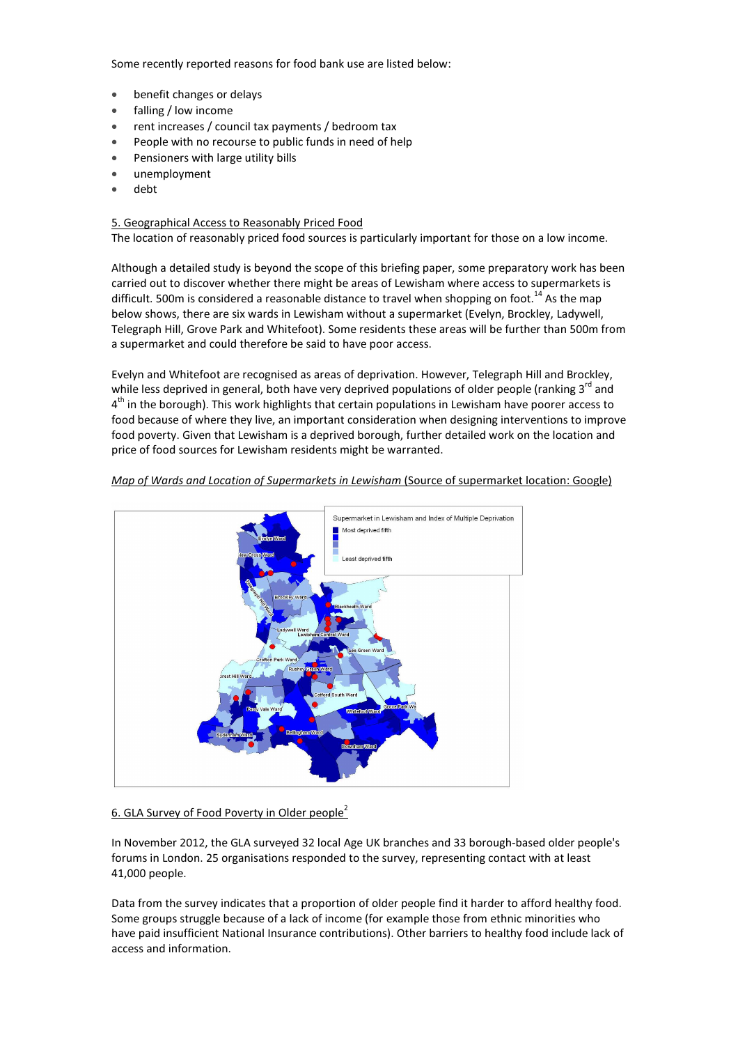Some recently reported reasons for food bank use are listed below:

- benefit changes or delays
- falling / low income
- rent increases / council tax payments / bedroom tax
- People with no recourse to public funds in need of help
- Pensioners with large utility bills
- unemployment
- debt

## 5. Geographical Access to Reasonably Priced Food

The location of reasonably priced food sources is particularly important for those on a low income.

Although a detailed study is beyond the scope of this briefing paper, some preparatory work has been carried out to discover whether there might be areas of Lewisham where access to supermarkets is difficult. 500m is considered a reasonable distance to travel when shopping on foot.[14] As the map below shows, there are six wards in Lewisham without a supermarket (Evelyn, Brockley, Ladywell, Telegraph Hill, Grove Park and Whitefoot). Some residents these areas will be further than 500m from a supermarket and could therefore be said to have poor access.

Evelyn and Whitefoot are recognised as areas of deprivation. However, Telegraph Hill and Brockley, while less deprived in general, both have very deprived populations of older people (ranking 3rd and 4th in the borough). This work highlights that certain populations in Lewisham have poorer access to food because of where they live, an important consideration when designing interventions to improve food poverty. Given that Lewisham is a deprived borough, further detailed work on the location and price of food sources for Lewisham residents might be warranted.

*Map of Wards and Location of Supermarkets in Lewisham* (Source of supermarket location: Google)

Supermarket in Lewisham and Index of Multiple Deprivation

- Most deprived fifth
- Least deprived fifth

Evelyn Ward, New Cross Ward, Telegraph Hill Ward, Brockley Ward, Blackheath Ward, Ladywell Ward, Lewisham Central Ward, Lee Green Ward, Crofton Park Ward, Rushey Green Ward, Forest Hill Ward, Catford South Ward, Perry Vale Ward, Whitefoot Ward, Grove Park Ward, Sydenham Ward, Bellingham Ward, Downham Ward

## 6. GLA Survey of Food Poverty in Older people[2]

In November 2012, the GLA surveyed 32 local Age UK branches and 33 borough-based older people's forums in London. 25 organisations responded to the survey, representing contact with at least 41,000 people.

Data from the survey indicates that a proportion of older people find it harder to afford healthy food. Some groups struggle because of a lack of income (for example those from ethnic minorities who have paid insufficient National Insurance contributions). Other barriers to healthy food include lack of access and information.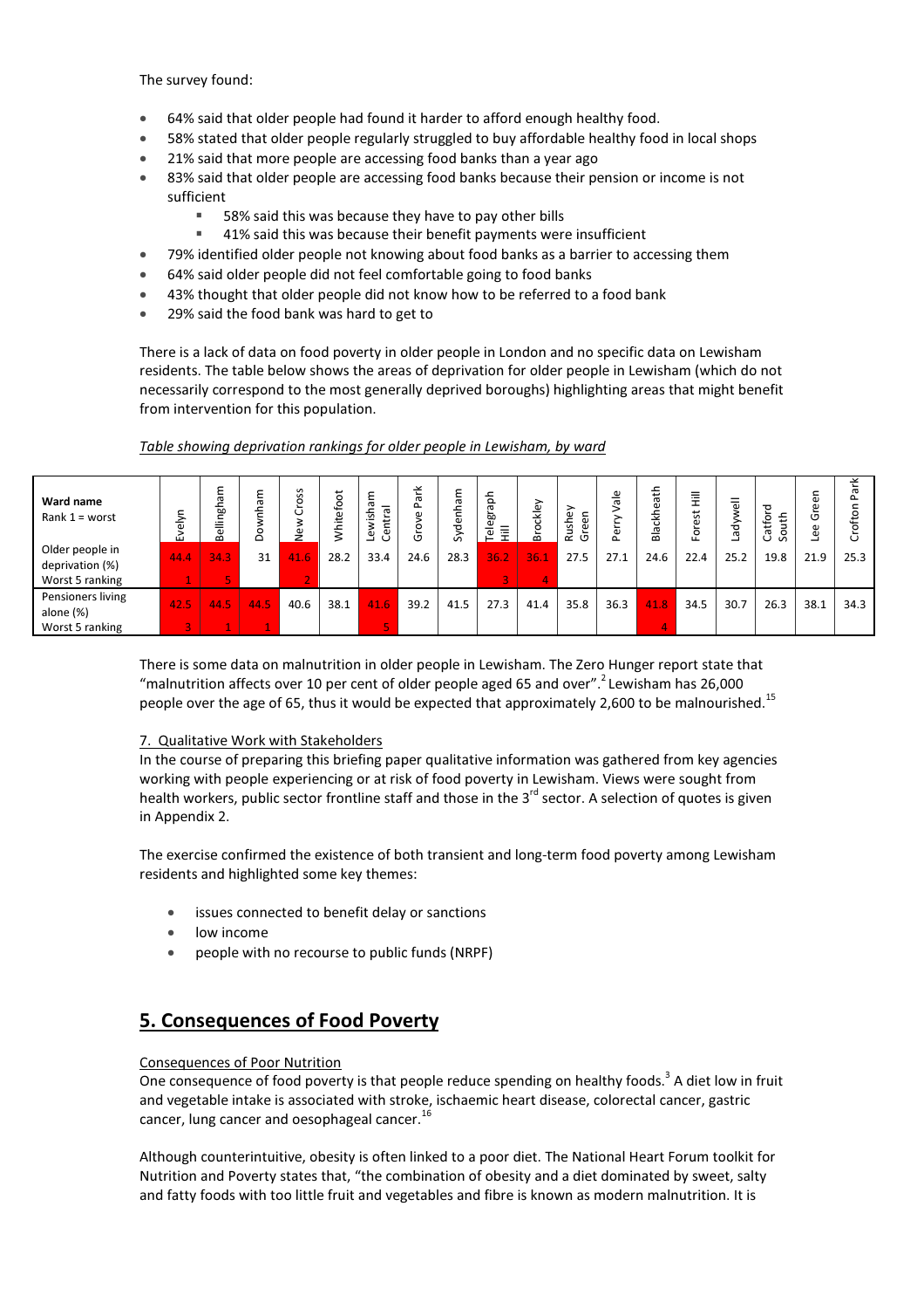The survey found:

- 64% said that older people had found it harder to afford enough healthy food.
- 58% stated that older people regularly struggled to buy affordable healthy food in local shops
- 21% said that more people are accessing food banks than a year ago
- 83% said that older people are accessing food banks because their pension or income is not sufficient
  - 58% said this was because they have to pay other bills
  - 41% said this was because their benefit payments were insufficient
- 79% identified older people not knowing about food banks as a barrier to accessing them
- 64% said older people did not feel comfortable going to food banks
- 43% thought that older people did not know how to be referred to a food bank
- 29% said the food bank was hard to get to

There is a lack of data on food poverty in older people in London and no specific data on Lewisham residents. The table below shows the areas of deprivation for older people in Lewisham (who do not necessarily correspond to the most generally deprived boroughs) highlighting areas that might benefit from intervention for this population.

*Table showing deprivation rankings for older people in Lewisham, by ward*

| Ward name<br>Rank 1 = worst | Evelyn | Bellingham | Downham | New Cross | Whitefoot | Lewisham Central | Grove Park | Sydenham | Telegraph Hill | Brockley | Rushey Green | Perry Vale | Blackheath | Forest Hill | Ladywell | Catford South | Lee Green | Crofton Park |
|---|---|---|---|---|---|---|---|---|---|---|---|---|---|---|---|---|---|---|
| Older people in deprivation (%) | 44.4 | 34.3 | 31 | 41.6 | 28.2 | 33.4 | 24.6 | 28.3 | 36.2 | 36.1 | 27.5 | 27.1 | 24.6 | 22.4 | 25.2 | 19.8 | 21.9 | 25.3 |
| Worst 5 ranking | 1 | 5 | | 2 | | | | | 3 | 4 | | | | | | | | |
| Pensioners living alone (%) | 42.5 | 44.5 | 44.5 | 40.6 | 38.1 | 41.6 | 39.2 | 41.5 | 27.3 | 41.4 | 35.8 | 36.3 | 41.8 | 34.5 | 30.7 | 26.3 | 38.1 | 34.3 |
| Worst 5 ranking | 3 | 1 | 1 | | | 5 | | | | | | | 4 | | | | | |

There is some data on malnutrition in older people in Lewisham. The Zero Hunger report state that "malnutrition affects over 10 per cent of older people aged 65 and over".[2] Lewisham has 26,000 people over the age of 65, thus it would be expected that approximately 2,600 to be malnourished.[15]

7. Qualitative Work with Stakeholders

In the course of preparing this briefing paper qualitative information was gathered from key agencies working with people experiencing or at risk of food poverty in Lewisham. Views were sought from health workers, public sector frontline staff and those in the 3rd sector. A selection of quotes is given in Appendix 2.

The exercise confirmed the existence of both transient and long-term food poverty among Lewisham residents and highlighted some key themes:

- issues connected to benefit delay or sanctions
- low income
- people with no recourse to public funds (NRPF)

## 5. Consequences of Food Poverty

Consequences of Poor Nutrition

One consequence of food poverty is that people reduce spending on healthy foods.[3] A diet low in fruit and vegetable intake is associated with stroke, ischaemic heart disease, colorectal cancer, gastric cancer, lung cancer and oesophageal cancer.[16]

Although counterintuitive, obesity is often linked to a poor diet. The National Heart Forum toolkit for Nutrition and Poverty states that, "the combination of obesity and a diet dominated by sweet, salty and fatty foods with too little fruit and vegetables and fibre is known as modern malnutrition. It is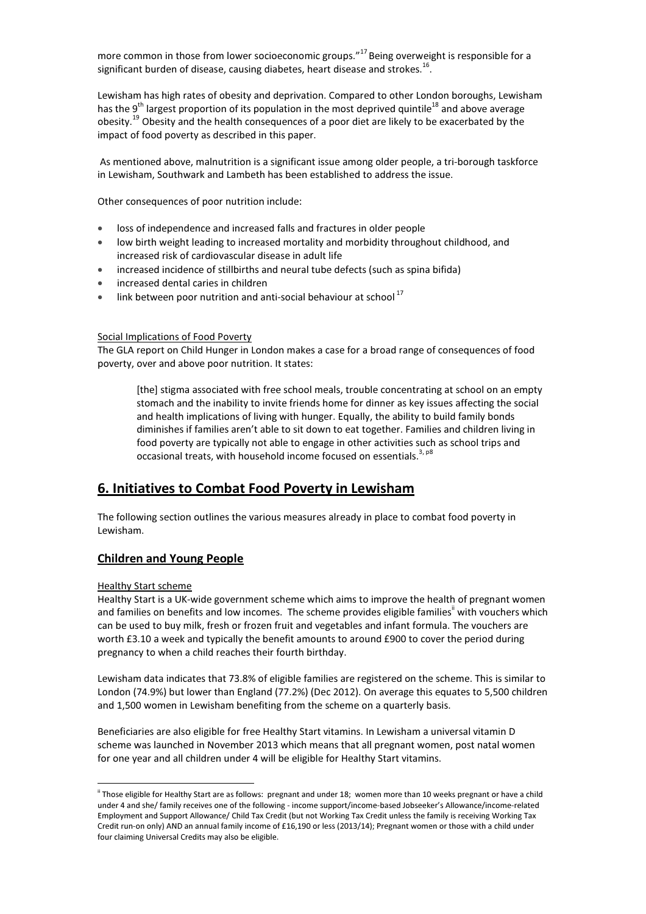more common in those from lower socioeconomic groups."[17] Being overweight is responsible for a significant burden of disease, causing diabetes, heart disease and strokes.[16].

Lewisham has high rates of obesity and deprivation. Compared to other London boroughs, Lewisham has the 9th largest proportion of its population in the most deprived quintile[18] and above average obesity.[19] Obesity and the health consequences of a poor diet are likely to be exacerbated by the impact of food poverty as described in this paper.

As mentioned above, malnutrition is a significant issue among older people, a tri-borough taskforce in Lewisham, Southwark and Lambeth has been established to address the issue.

Other consequences of poor nutrition include:

- loss of independence and increased falls and fractures in older people
- low birth weight leading to increased mortality and morbidity throughout childhood, and increased risk of cardiovascular disease in adult life
- increased incidence of stillbirths and neural tube defects (such as spina bifida)
- increased dental caries in children
- link between poor nutrition and anti-social behaviour at school[17]

Social Implications of Food Poverty

The GLA report on Child Hunger in London makes a case for a broad range of consequences of food poverty, over and above poor nutrition. It states:

> [the] stigma associated with free school meals, trouble concentrating at school on an empty stomach and the inability to invite friends home for dinner as key issues affecting the social and health implications of living with hunger. Equally, the ability to build family bonds diminishes if families aren't able to sit down to eat together. Families and children living in food poverty are typically not able to engage in other activities such as school trips and occasional treats, with household income focused on essentials.[3, p8]

## 6. Initiatives to Combat Food Poverty in Lewisham

The following section outlines the various measures already in place to combat food poverty in Lewisham.

### Children and Young People

Healthy Start scheme

Healthy Start is a UK-wide government scheme which aims to improve the health of pregnant women and families on benefits and low incomes. The scheme provides eligible families[ii] with vouchers which can be used to buy milk, fresh or frozen fruit and vegetables and infant formula. The vouchers are worth £3.10 a week and typically the benefit amounts to around £900 to cover the period during pregnancy to when a child reaches their fourth birthday.

Lewisham data indicates that 73.8% of eligible families are registered on the scheme. This is similar to London (74.9%) but lower than England (77.2%) (Dec 2012). On average this equates to 5,500 children and 1,500 women in Lewisham benefiting from the scheme on a quarterly basis.

Beneficiaries are also eligible for free Healthy Start vitamins. In Lewisham a universal vitamin D scheme was launched in November 2013 which means that all pregnant women, post natal women for one year and all children under 4 will be eligible for Healthy Start vitamins.

---

[ii] Those eligible for Healthy Start are as follows: pregnant and under 18; women more than 10 weeks pregnant or have a child under 4 and she/ family receives one of the following - income support/income-based Jobseeker's Allowance/income-related Employment and Support Allowance/ Child Tax Credit (but not Working Tax Credit unless the family is receiving Working Tax Credit run-on only) AND an annual family income of £16,190 or less (2013/14); Pregnant women or those with a child under four claiming Universal Credits may also be eligible.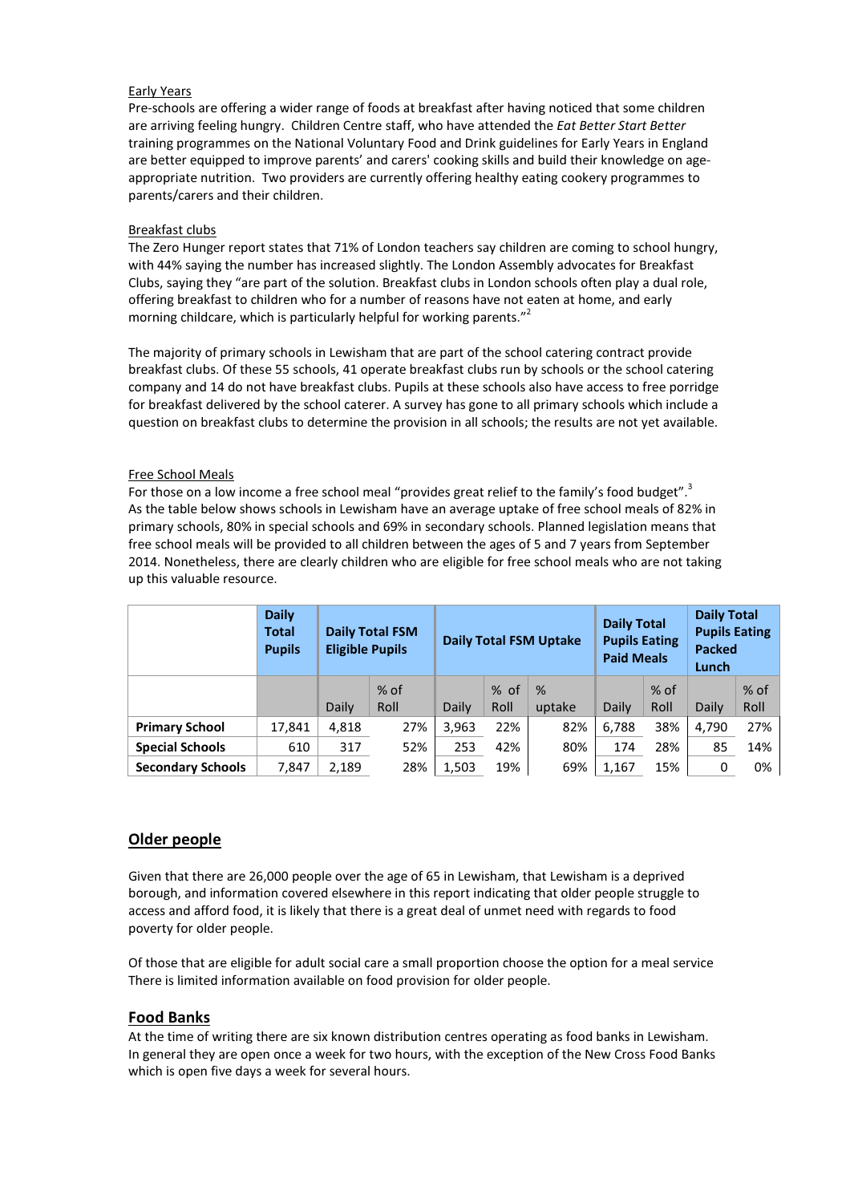Early Years

Pre-schools are offering a wider range of foods at breakfast after having noticed that some children are arriving feeling hungry. Children Centre staff, who have attended the *Eat Better Start Better* training programmes on the National Voluntary Food and Drink guidelines for Early Years in England are better equipped to improve parents' and carers' cooking skills and build their knowledge on age-appropriate nutrition. Two providers are currently offering healthy eating cookery programmes to parents/carers and their children.

Breakfast clubs

The Zero Hunger report states that 71% of London teachers say children are coming to school hungry, with 44% saying the number has increased slightly. The London Assembly advocates for Breakfast Clubs, saying they "are part of the solution. Breakfast clubs in London schools often play a dual role, offering breakfast to children who for a number of reasons have not eaten at home, and early morning childcare, which is particularly helpful for working parents."[2]

The majority of primary schools in Lewisham that are part of the school catering contract provide breakfast clubs. Of these 55 schools, 41 operate breakfast clubs run by schools or the school catering company and 14 do not have breakfast clubs. Pupils at these schools also have access to free porridge for breakfast delivered by the school caterer. A survey has gone to all primary schools which include a question on breakfast clubs to determine the provision in all schools; the results are not yet available.

Free School Meals

For those on a low income a free school meal "provides great relief to the family's food budget".[3] As the table below shows schools in Lewisham have an average uptake of free school meals of 82% in primary schools, 80% in special schools and 69% in secondary schools. Planned legislation means that free school meals will be provided to all children between the ages of 5 and 7 years from September 2014. Nonetheless, there are clearly children who are eligible for free school meals who are not taking up this valuable resource.

| | Daily Total Pupils | Daily Total FSM Eligible Pupils | | Daily Total FSM Uptake | | | Daily Total Pupils Eating Paid Meals | | Daily Total Pupils Eating Packed Lunch | |
|---|---|---|---|---|---|---|---|---|---|---|
| | | Daily | % of Roll | Daily | % of Roll | % uptake | Daily | % of Roll | Daily | % of Roll |
| **Primary School** | 17,841 | 4,818 | 27% | 3,963 | 22% | 82% | 6,788 | 38% | 4,790 | 27% |
| **Special Schools** | 610 | 317 | 52% | 253 | 42% | 80% | 174 | 28% | 85 | 14% |
| **Secondary Schools** | 7,847 | 2,189 | 28% | 1,503 | 19% | 69% | 1,167 | 15% | 0 | 0% |

## Older people

Given that there are 26,000 people over the age of 65 in Lewisham, that Lewisham is a deprived borough, and information covered elsewhere in this report indicating that older people struggle to access and afford food, it is likely that there is a great deal of unmet need with regards to food poverty for older people.

Of those that are eligible for adult social care a small proportion choose the option for a meal service There is limited information available on food provision for older people.

## Food Banks

At the time of writing there are six known distribution centres operating as food banks in Lewisham. In general they are open once a week for two hours, with the exception of the New Cross Food Banks which is open five days a week for several hours.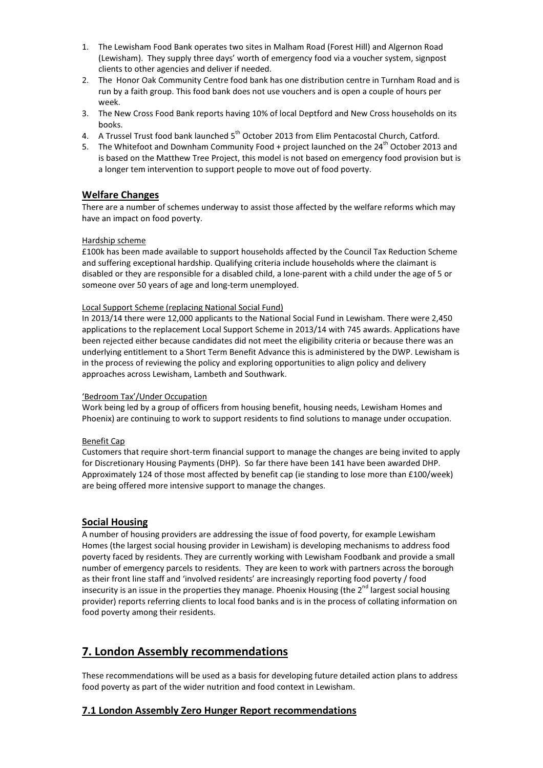1. The Lewisham Food Bank operates two sites in Malham Road (Forest Hill) and Algernon Road (Lewisham). They supply three days' worth of emergency food via a voucher system, signpost clients to other agencies and deliver if needed.
2. The Honor Oak Community Centre food bank has one distribution centre in Turnham Road and is run by a faith group. This food bank does not use vouchers and is open a couple of hours per week.
3. The New Cross Food Bank reports having 10% of local Deptford and New Cross households on its books.
4. A Trussel Trust food bank launched 5th October 2013 from Elim Pentacostal Church, Catford.
5. The Whitefoot and Downham Community Food + project launched on the 24th October 2013 and is based on the Matthew Tree Project, this model is not based on emergency food provision but is a longer tem intervention to support people to move out of food poverty.

## Welfare Changes

There are a number of schemes underway to assist those affected by the welfare reforms which may have an impact on food poverty.

Hardship scheme

£100k has been made available to support households affected by the Council Tax Reduction Scheme and suffering exceptional hardship. Qualifying criteria include households where the claimant is disabled or they are responsible for a disabled child, a lone-parent with a child under the age of 5 or someone over 50 years of age and long-term unemployed.

Local Support Scheme (replacing National Social Fund)

In 2013/14 there were 12,000 applicants to the National Social Fund in Lewisham. There were 2,450 applications to the replacement Local Support Scheme in 2013/14 with 745 awards. Applications have been rejected either because candidates did not meet the eligibility criteria or because there was an underlying entitlement to a Short Term Benefit Advance this is administered by the DWP. Lewisham is in the process of reviewing the policy and exploring opportunities to align policy and delivery approaches across Lewisham, Lambeth and Southwark.

'Bedroom Tax'/Under Occupation

Work being led by a group of officers from housing benefit, housing needs, Lewisham Homes and Phoenix) are continuing to work to support residents to find solutions to manage under occupation.

Benefit Cap

Customers that require short-term financial support to manage the changes are being invited to apply for Discretionary Housing Payments (DHP). So far there have been 141 have been awarded DHP. Approximately 124 of those most affected by benefit cap (ie standing to lose more than £100/week) are being offered more intensive support to manage the changes.

## Social Housing

A number of housing providers are addressing the issue of food poverty, for example Lewisham Homes (the largest social housing provider in Lewisham) is developing mechanisms to address food poverty faced by residents. They are currently working with Lewisham Foodbank and provide a small number of emergency parcels to residents. They are keen to work with partners across the borough as their front line staff and 'involved residents' are increasingly reporting food poverty / food insecurity is an issue in the properties they manage. Phoenix Housing (the 2nd largest social housing provider) reports referring clients to local food banks and is in the process of collating information on food poverty among their residents.

# 7. London Assembly recommendations

These recommendations will be used as a basis for developing future detailed action plans to address food poverty as part of the wider nutrition and food context in Lewisham.

## 7.1 London Assembly Zero Hunger Report recommendations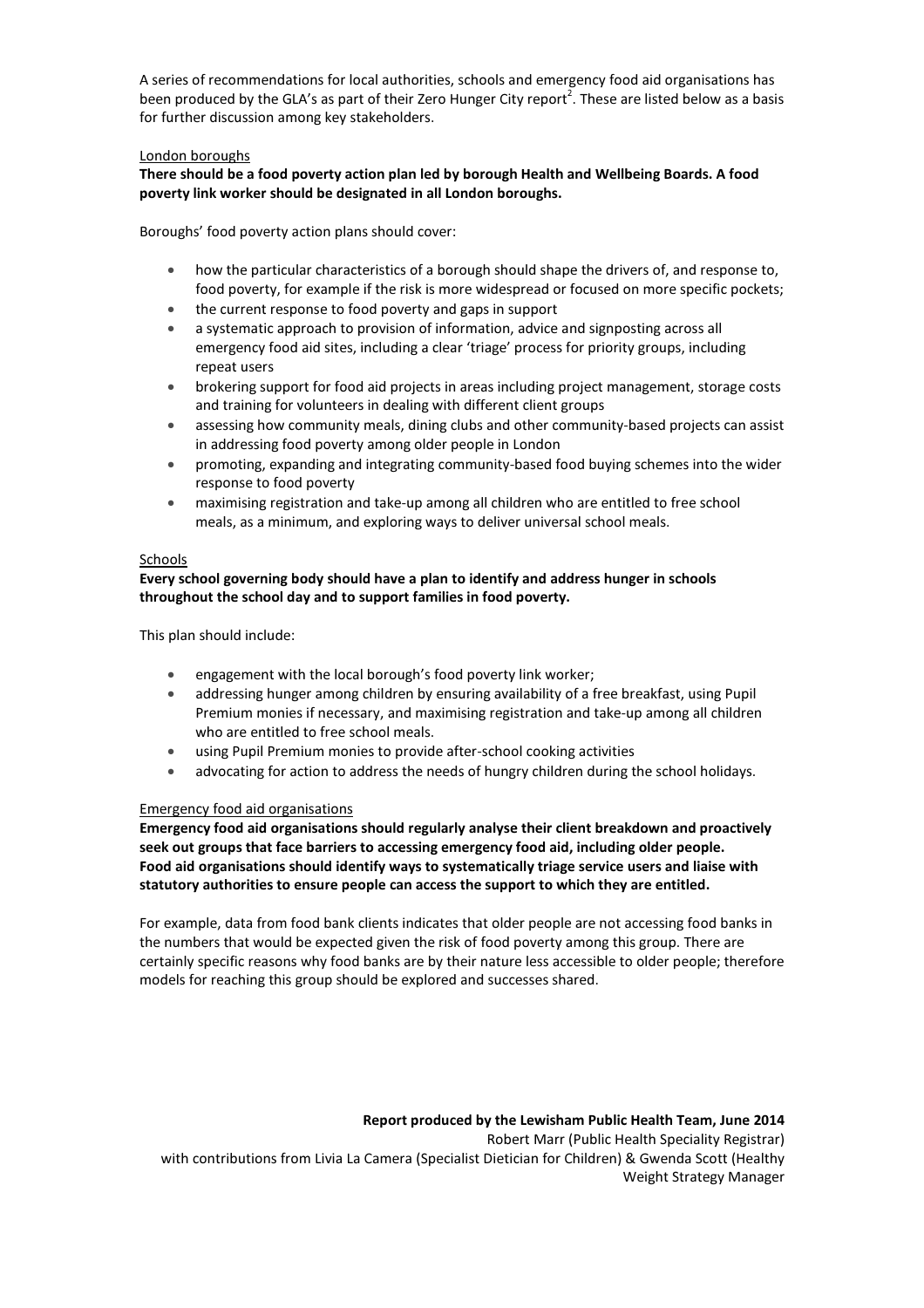A series of recommendations for local authorities, schools and emergency food aid organisations has been produced by the GLA's as part of their Zero Hunger City report[2]. These are listed below as a basis for further discussion among key stakeholders.

London boroughs

**There should be a food poverty action plan led by borough Health and Wellbeing Boards. A food poverty link worker should be designated in all London boroughs.**

Boroughs' food poverty action plans should cover:

- how the particular characteristics of a borough should shape the drivers of, and response to, food poverty, for example if the risk is more widespread or focused on more specific pockets;
- the current response to food poverty and gaps in support
- a systematic approach to provision of information, advice and signposting across all emergency food aid sites, including a clear 'triage' process for priority groups, including repeat users
- brokering support for food aid projects in areas including project management, storage costs and training for volunteers in dealing with different client groups
- assessing how community meals, dining clubs and other community-based projects can assist in addressing food poverty among older people in London
- promoting, expanding and integrating community-based food buying schemes into the wider response to food poverty
- maximising registration and take-up among all children who are entitled to free school meals, as a minimum, and exploring ways to deliver universal school meals.

Schools

**Every school governing body should have a plan to identify and address hunger in schools throughout the school day and to support families in food poverty.**

This plan should include:

- engagement with the local borough's food poverty link worker;
- addressing hunger among children by ensuring availability of a free breakfast, using Pupil Premium monies if necessary, and maximising registration and take-up among all children who are entitled to free school meals.
- using Pupil Premium monies to provide after-school cooking activities
- advocating for action to address the needs of hungry children during the school holidays.

Emergency food aid organisations

**Emergency food aid organisations should regularly analyse their client breakdown and proactively seek out groups that face barriers to accessing emergency food aid, including older people. Food aid organisations should identify ways to systematically triage service users and liaise with statutory authorities to ensure people can access the support to which they are entitled.**

For example, data from food bank clients indicates that older people are not accessing food banks in the numbers that would be expected given the risk of food poverty among this group. There are certainly specific reasons why food banks are by their nature less accessible to older people; therefore models for reaching this group should be explored and successes shared.

**Report produced by the Lewisham Public Health Team, June 2014**

Robert Marr (Public Health Speciality Registrar)

with contributions from Livia La Camera (Specialist Dietician for Children) & Gwenda Scott (Healthy Weight Strategy Manager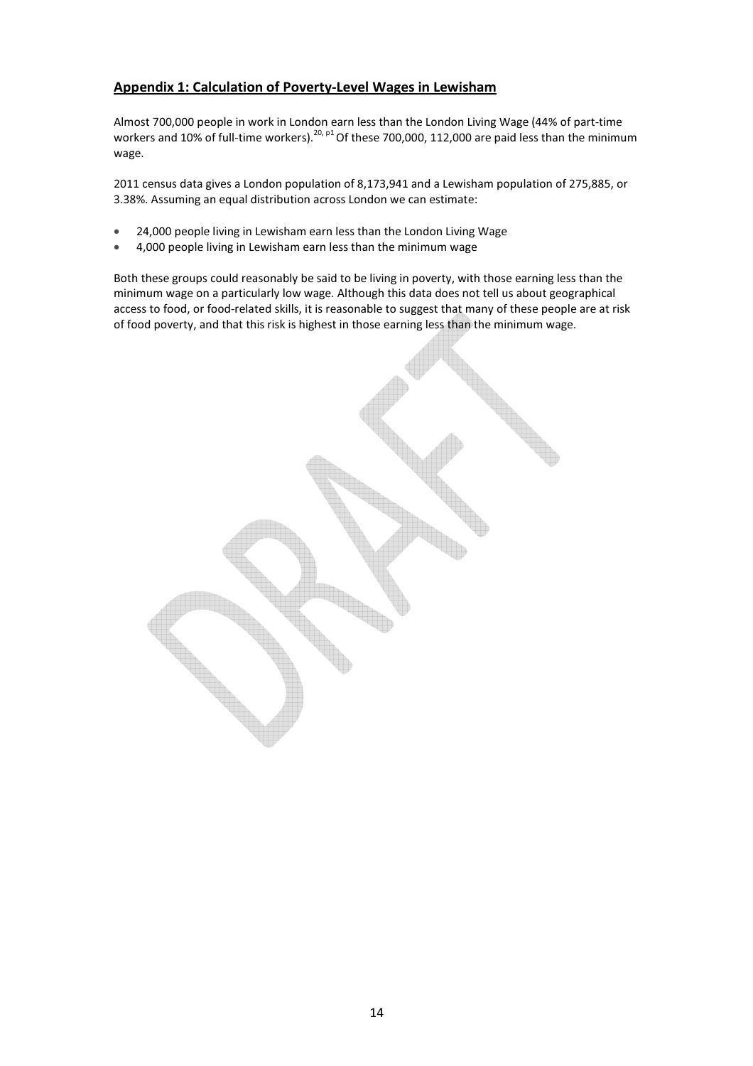## Appendix 1: Calculation of Poverty-Level Wages in Lewisham

Almost 700,000 people in work in London earn less than the London Living Wage (44% of part-time workers and 10% of full-time workers).[20, p1] Of these 700,000, 112,000 are paid less than the minimum wage.

2011 census data gives a London population of 8,173,941 and a Lewisham population of 275,885, or 3.38%. Assuming an equal distribution across London we can estimate:

- 24,000 people living in Lewisham earn less than the London Living Wage
- 4,000 people living in Lewisham earn less than the minimum wage

Both these groups could reasonably be said to be living in poverty, with those earning less than the minimum wage on a particularly low wage. Although this data does not tell us about geographical access to food, or food-related skills, it is reasonable to suggest that many of these people are at risk of food poverty, and that this risk is highest in those earning less than the minimum wage.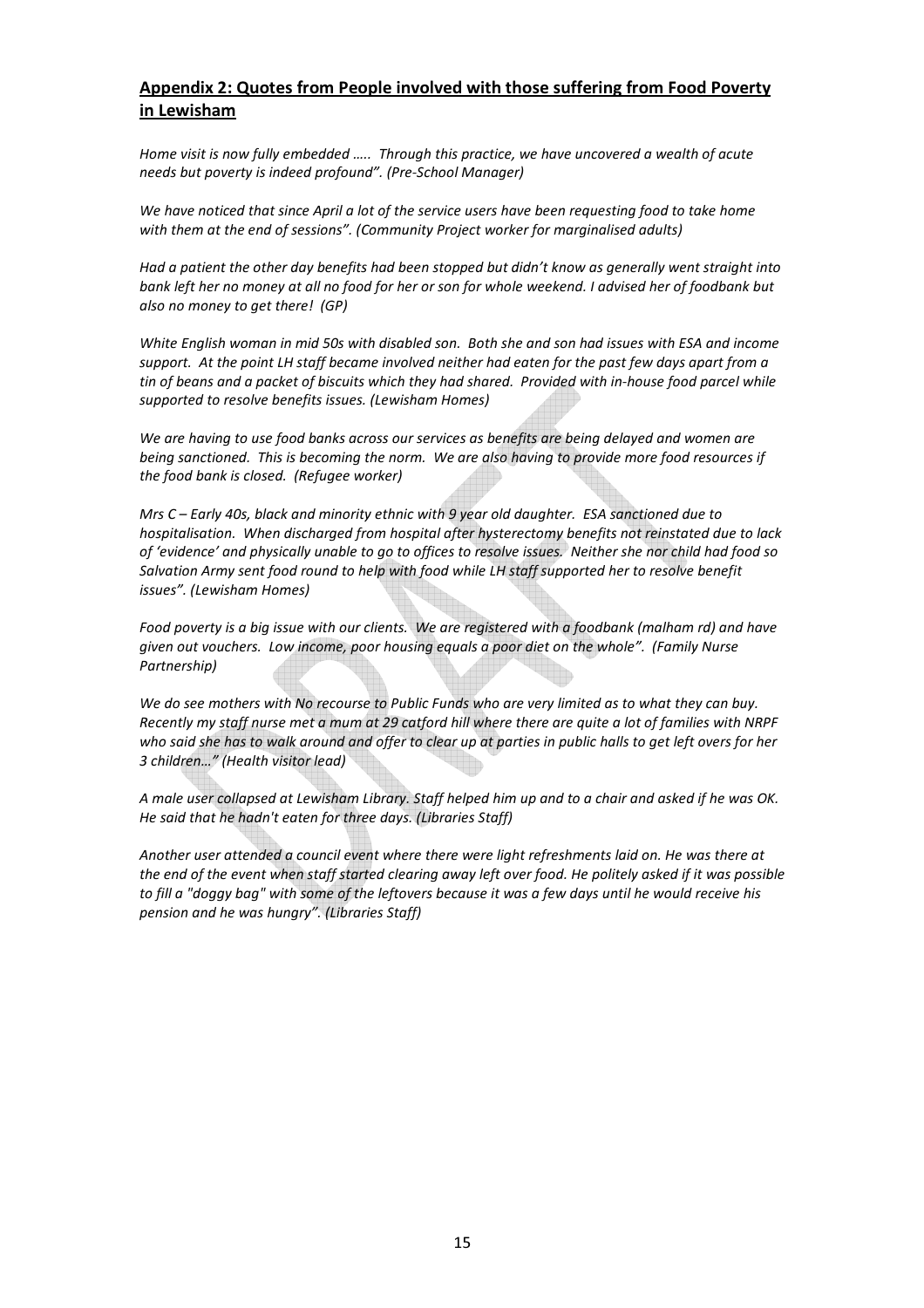## Appendix 2: Quotes from People involved with those suffering from Food Poverty in Lewisham

*Home visit is now fully embedded ….. Through this practice, we have uncovered a wealth of acute needs but poverty is indeed profound". (Pre-School Manager)*

*We have noticed that since April a lot of the service users have been requesting food to take home with them at the end of sessions". (Community Project worker for marginalised adults)*

*Had a patient the other day benefits had been stopped but didn't know as generally went straight into bank left her no money at all no food for her or son for whole weekend. I advised her of foodbank but also no money to get there! (GP)*

*White English woman in mid 50s with disabled son. Both she and son had issues with ESA and income support. At the point LH staff became involved neither had eaten for the past few days apart from a tin of beans and a packet of biscuits which they had shared. Provided with in-house food parcel while supported to resolve benefits issues. (Lewisham Homes)*

*We are having to use food banks across our services as benefits are being delayed and women are being sanctioned. This is becoming the norm. We are also having to provide more food resources if the food bank is closed. (Refugee worker)*

*Mrs C – Early 40s, black and minority ethnic with 9 year old daughter. ESA sanctioned due to hospitalisation. When discharged from hospital after hysterectomy benefits not reinstated due to lack of 'evidence' and physically unable to go to offices to resolve issues. Neither she nor child had food so Salvation Army sent food round to help with food while LH staff supported her to resolve benefit issues". (Lewisham Homes)*

*Food poverty is a big issue with our clients. We are registered with a foodbank (malham rd) and have given out vouchers. Low income, poor housing equals a poor diet on the whole". (Family Nurse Partnership)*

*We do see mothers with No recourse to Public Funds who are very limited as to what they can buy. Recently my staff nurse met a mum at 29 catford hill where there are quite a lot of families with NRPF who said she has to walk around and offer to clear up at parties in public halls to get left overs for her 3 children…" (Health visitor lead)*

*A male user collapsed at Lewisham Library. Staff helped him up and to a chair and asked if he was OK. He said that he hadn't eaten for three days. (Libraries Staff)*

*Another user attended a council event where there were light refreshments laid on. He was there at the end of the event when staff started clearing away left over food. He politely asked if it was possible to fill a "doggy bag" with some of the leftovers because it was a few days until he would receive his pension and he was hungry". (Libraries Staff)*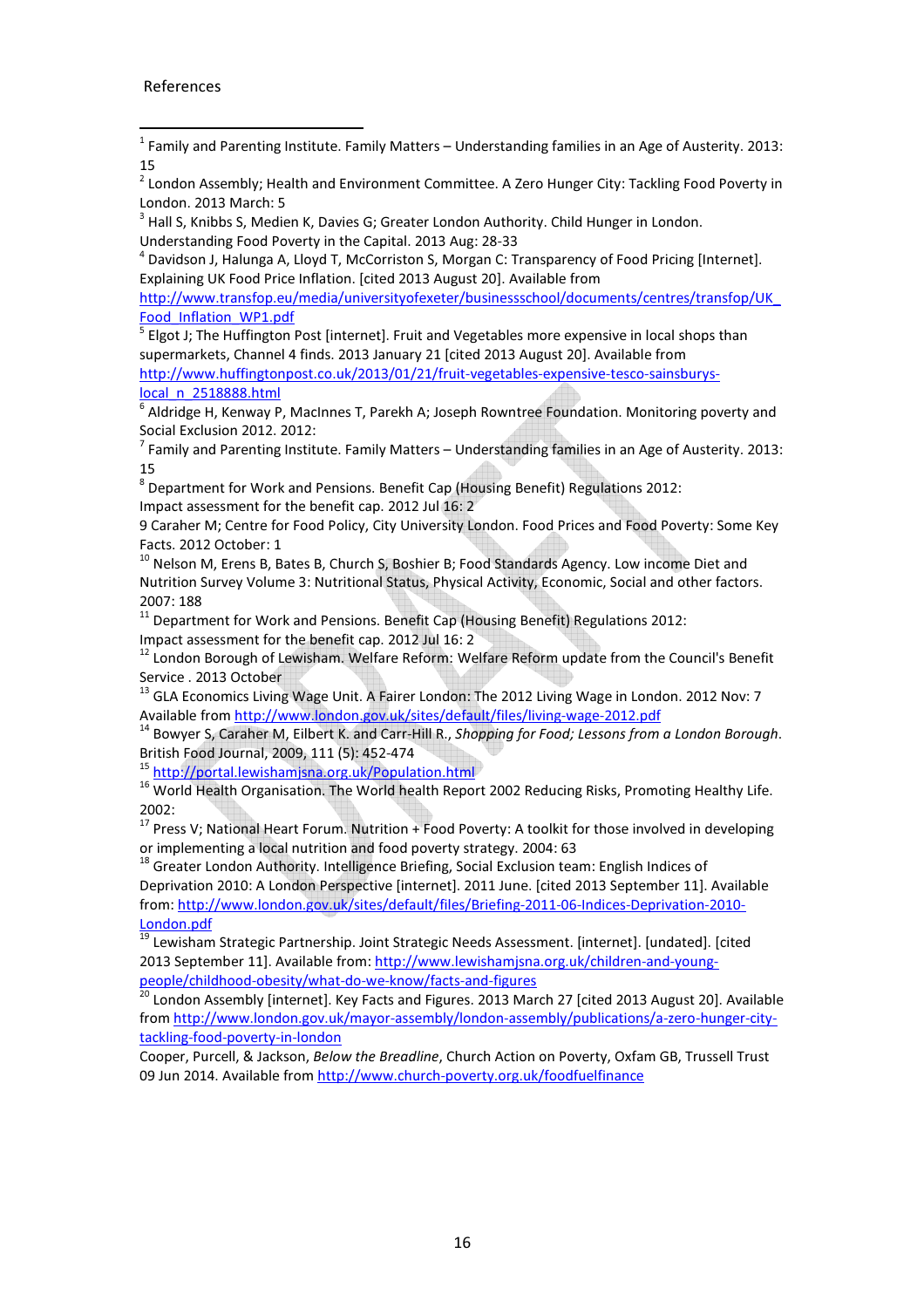References

[1] Family and Parenting Institute. Family Matters – Understanding families in an Age of Austerity. 2013: 15

[2] London Assembly; Health and Environment Committee. A Zero Hunger City: Tackling Food Poverty in London. 2013 March: 5

[3] Hall S, Knibbs S, Medien K, Davies G; Greater London Authority. Child Hunger in London. Understanding Food Poverty in the Capital. 2013 Aug: 28-33

[4] Davidson J, Halunga A, Lloyd T, McCorriston S, Morgan C: Transparency of Food Pricing [Internet]. Explaining UK Food Price Inflation. [cited 2013 August 20]. Available from http://www.transfop.eu/media/universityofexeter/businessschool/documents/centres/transfop/UK_Food_Inflation_WP1.pdf

[5] Elgot J; The Huffington Post [internet]. Fruit and Vegetables more expensive in local shops than supermarkets, Channel 4 finds. 2013 January 21 [cited 2013 August 20]. Available from http://www.huffingtonpost.co.uk/2013/01/21/fruit-vegetables-expensive-tesco-sainsburys-local_n_2518888.html

[6] Aldridge H, Kenway P, MacInnes T, Parekh A; Joseph Rowntree Foundation. Monitoring poverty and Social Exclusion 2012. 2012:

[7] Family and Parenting Institute. Family Matters – Understanding families in an Age of Austerity. 2013: 15

[8] Department for Work and Pensions. Benefit Cap (Housing Benefit) Regulations 2012: Impact assessment for the benefit cap. 2012 Jul 16: 2

9 Caraher M; Centre for Food Policy, City University London. Food Prices and Food Poverty: Some Key Facts. 2012 October: 1

[10] Nelson M, Erens B, Bates B, Church S, Boshier B; Food Standards Agency. Low income Diet and Nutrition Survey Volume 3: Nutritional Status, Physical Activity, Economic, Social and other factors. 2007: 188

[11] Department for Work and Pensions. Benefit Cap (Housing Benefit) Regulations 2012: Impact assessment for the benefit cap. 2012 Jul 16: 2

[12] London Borough of Lewisham. Welfare Reform: Welfare Reform update from the Council's Benefit Service . 2013 October

[13] GLA Economics Living Wage Unit. A Fairer London: The 2012 Living Wage in London. 2012 Nov: 7 Available from http://www.london.gov.uk/sites/default/files/living-wage-2012.pdf

[14] Bowyer S, Caraher M, Eilbert K. and Carr-Hill R., *Shopping for Food; Lessons from a London Borough*. British Food Journal, 2009, 111 (5): 452-474

[15] http://portal.lewishamjsna.org.uk/Population.html

[16] World Health Organisation. The World health Report 2002 Reducing Risks, Promoting Healthy Life. 2002:

[17] Press V; National Heart Forum. Nutrition + Food Poverty: A toolkit for those involved in developing or implementing a local nutrition and food poverty strategy. 2004: 63

[18] Greater London Authority. Intelligence Briefing, Social Exclusion team: English Indices of Deprivation 2010: A London Perspective [internet]. 2011 June. [cited 2013 September 11]. Available from: http://www.london.gov.uk/sites/default/files/Briefing-2011-06-Indices-Deprivation-2010-London.pdf

[19] Lewisham Strategic Partnership. Joint Strategic Needs Assessment. [internet]. [undated]. [cited 2013 September 11]. Available from: http://www.lewishamjsna.org.uk/children-and-young-people/childhood-obesity/what-do-we-know/facts-and-figures

[20] London Assembly [internet]. Key Facts and Figures. 2013 March 27 [cited 2013 August 20]. Available from http://www.london.gov.uk/mayor-assembly/london-assembly/publications/a-zero-hunger-city-tackling-food-poverty-in-london

Cooper, Purcell, & Jackson, *Below the Breadline*, Church Action on Poverty, Oxfam GB, Trussell Trust 09 Jun 2014. Available from http://www.church-poverty.org.uk/foodfuelfinance